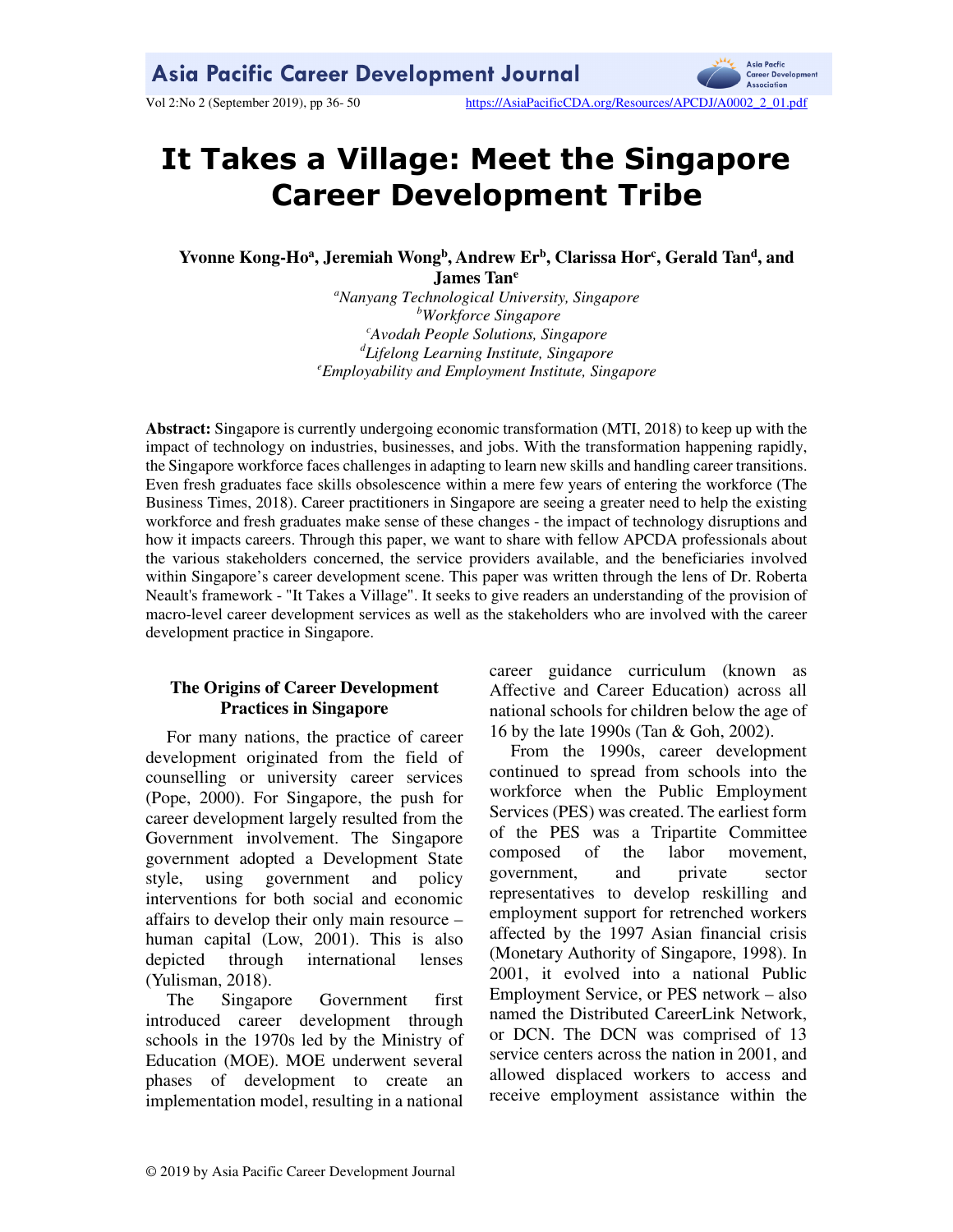# It Takes a Village: Meet the Singapore Career Development Tribe

**Yvonne Kong-Ho[a], Jeremiah Wong[b], Andrew Er[b], Clarissa Hor[c], Gerald Tan[d], and James Tan[e]**

[a]*Nanyang Technological University, Singapore*
[b]*Workforce Singapore*
[c]*Avodah People Solutions, Singapore*
[d]*Lifelong Learning Institute, Singapore*
[e]*Employability and Employment Institute, Singapore*

**Abstract:** Singapore is currently undergoing economic transformation (MTI, 2018) to keep up with the impact of technology on industries, businesses, and jobs. With the transformation happening rapidly, the Singapore workforce faces challenges in adapting to learn new skills and handling career transitions. Even fresh graduates face skills obsolescence within a mere few years of entering the workforce (The Business Times, 2018). Career practitioners in Singapore are seeing a greater need to help the existing workforce and fresh graduates make sense of these changes - the impact of technology disruptions and how it impacts careers. Through this paper, we want to share with fellow APCDA professionals about the various stakeholders concerned, the service providers available, and the beneficiaries involved within Singapore's career development scene. This paper was written through the lens of Dr. Roberta Neault's framework - "It Takes a Village". It seeks to give readers an understanding of the provision of macro-level career development services as well as the stakeholders who are involved with the career development practice in Singapore.

## The Origins of Career Development Practices in Singapore

For many nations, the practice of career development originated from the field of counselling or university career services (Pope, 2000). For Singapore, the push for career development largely resulted from the Government involvement. The Singapore government adopted a Development State style, using government and policy interventions for both social and economic affairs to develop their only main resource – human capital (Low, 2001). This is also depicted through international lenses (Yulisman, 2018).

The Singapore Government first introduced career development through schools in the 1970s led by the Ministry of Education (MOE). MOE underwent several phases of development to create an implementation model, resulting in a national career guidance curriculum (known as Affective and Career Education) across all national schools for children below the age of 16 by the late 1990s (Tan & Goh, 2002).

From the 1990s, career development continued to spread from schools into the workforce when the Public Employment Services (PES) was created. The earliest form of the PES was a Tripartite Committee composed of the labor movement, government, and private sector representatives to develop reskilling and employment support for retrenched workers affected by the 1997 Asian financial crisis (Monetary Authority of Singapore, 1998). In 2001, it evolved into a national Public Employment Service, or PES network – also named the Distributed CareerLink Network, or DCN. The DCN was comprised of 13 service centers across the nation in 2001, and allowed displaced workers to access and receive employment assistance within the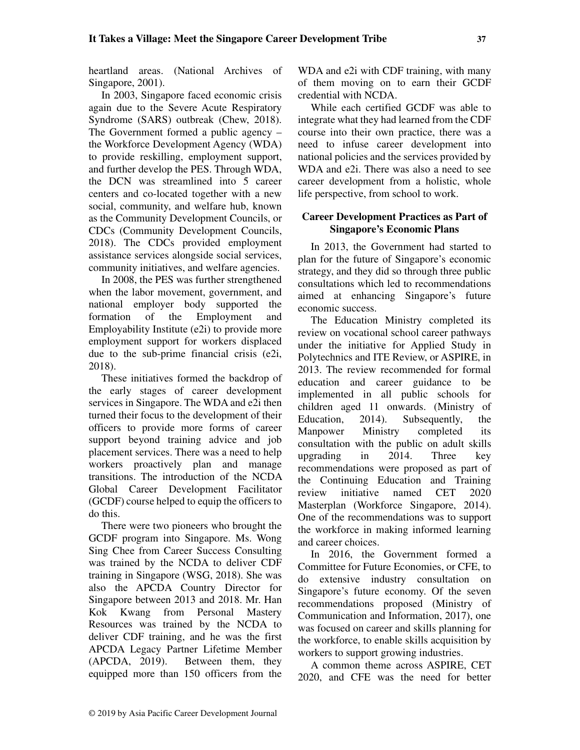heartland areas. (National Archives of Singapore, 2001).

In 2003, Singapore faced economic crisis again due to the Severe Acute Respiratory Syndrome (SARS) outbreak (Chew, 2018). The Government formed a public agency – the Workforce Development Agency (WDA) to provide reskilling, employment support, and further develop the PES. Through WDA, the DCN was streamlined into 5 career centers and co-located together with a new social, community, and welfare hub, known as the Community Development Councils, or CDCs (Community Development Councils, 2018). The CDCs provided employment assistance services alongside social services, community initiatives, and welfare agencies.

In 2008, the PES was further strengthened when the labor movement, government, and national employer body supported the formation of the Employment and Employability Institute (e2i) to provide more employment support for workers displaced due to the sub-prime financial crisis (e2i, 2018).

These initiatives formed the backdrop of the early stages of career development services in Singapore. The WDA and e2i then turned their focus to the development of their officers to provide more forms of career support beyond training advice and job placement services. There was a need to help workers proactively plan and manage transitions. The introduction of the NCDA Global Career Development Facilitator (GCDF) course helped to equip the officers to do this.

There were two pioneers who brought the GCDF program into Singapore. Ms. Wong Sing Chee from Career Success Consulting was trained by the NCDA to deliver CDF training in Singapore (WSG, 2018). She was also the APCDA Country Director for Singapore between 2013 and 2018. Mr. Han Kok Kwang from Personal Mastery Resources was trained by the NCDA to deliver CDF training, and he was the first APCDA Legacy Partner Lifetime Member (APCDA, 2019). Between them, they equipped more than 150 officers from the WDA and e2i with CDF training, with many of them moving on to earn their GCDF credential with NCDA.

While each certified GCDF was able to integrate what they had learned from the CDF course into their own practice, there was a need to infuse career development into national policies and the services provided by WDA and e2i. There was also a need to see career development from a holistic, whole life perspective, from school to work.

## Career Development Practices as Part of Singapore's Economic Plans

In 2013, the Government had started to plan for the future of Singapore's economic strategy, and they did so through three public consultations which led to recommendations aimed at enhancing Singapore's future economic success.

The Education Ministry completed its review on vocational school career pathways under the initiative for Applied Study in Polytechnics and ITE Review, or ASPIRE, in 2013. The review recommended for formal education and career guidance to be implemented in all public schools for children aged 11 onwards. (Ministry of Education, 2014). Subsequently, the Manpower Ministry completed its consultation with the public on adult skills upgrading in 2014. Three key recommendations were proposed as part of the Continuing Education and Training review initiative named CET 2020 Masterplan (Workforce Singapore, 2014). One of the recommendations was to support the workforce in making informed learning and career choices.

In 2016, the Government formed a Committee for Future Economies, or CFE, to do extensive industry consultation on Singapore's future economy. Of the seven recommendations proposed (Ministry of Communication and Information, 2017), one was focused on career and skills planning for the workforce, to enable skills acquisition by workers to support growing industries.

A common theme across ASPIRE, CET 2020, and CFE was the need for better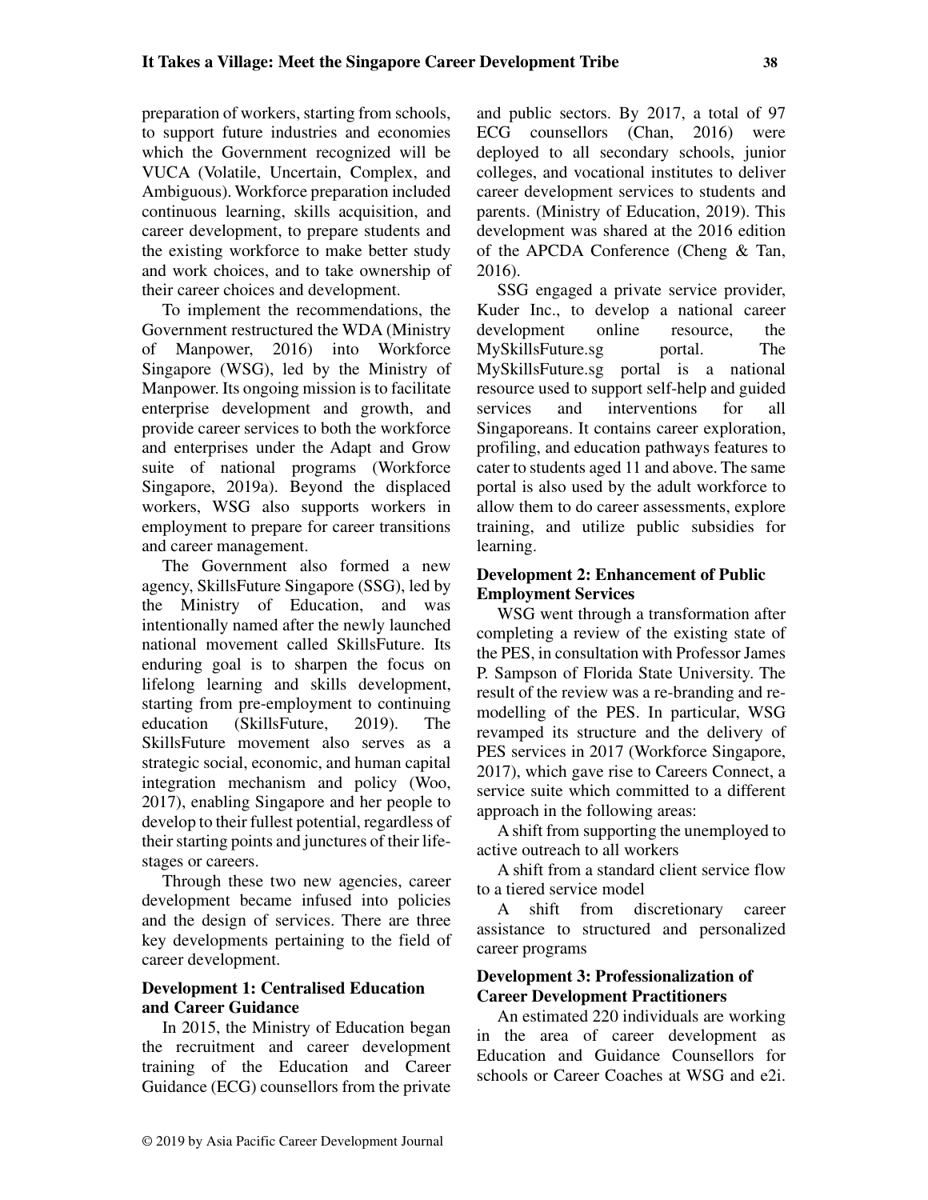preparation of workers, starting from schools, to support future industries and economies which the Government recognized will be VUCA (Volatile, Uncertain, Complex, and Ambiguous). Workforce preparation included continuous learning, skills acquisition, and career development, to prepare students and the existing workforce to make better study and work choices, and to take ownership of their career choices and development.

To implement the recommendations, the Government restructured the WDA (Ministry of Manpower, 2016) into Workforce Singapore (WSG), led by the Ministry of Manpower. Its ongoing mission is to facilitate enterprise development and growth, and provide career services to both the workforce and enterprises under the Adapt and Grow suite of national programs (Workforce Singapore, 2019a). Beyond the displaced workers, WSG also supports workers in employment to prepare for career transitions and career management.

The Government also formed a new agency, SkillsFuture Singapore (SSG), led by the Ministry of Education, and was intentionally named after the newly launched national movement called SkillsFuture. Its enduring goal is to sharpen the focus on lifelong learning and skills development, starting from pre-employment to continuing education (SkillsFuture, 2019). The SkillsFuture movement also serves as a strategic social, economic, and human capital integration mechanism and policy (Woo, 2017), enabling Singapore and her people to develop to their fullest potential, regardless of their starting points and junctures of their life-stages or careers.

Through these two new agencies, career development became infused into policies and the design of services. There are three key developments pertaining to the field of career development.

### Development 1: Centralised Education and Career Guidance

In 2015, the Ministry of Education began the recruitment and career development training of the Education and Career Guidance (ECG) counsellors from the private and public sectors. By 2017, a total of 97 ECG counsellors (Chan, 2016) were deployed to all secondary schools, junior colleges, and vocational institutes to deliver career development services to students and parents. (Ministry of Education, 2019). This development was shared at the 2016 edition of the APCDA Conference (Cheng & Tan, 2016).

SSG engaged a private service provider, Kuder Inc., to develop a national career development online resource, the MySkillsFuture.sg portal. The MySkillsFuture.sg portal is a national resource used to support self-help and guided services and interventions for all Singaporeans. It contains career exploration, profiling, and education pathways features to cater to students aged 11 and above. The same portal is also used by the adult workforce to allow them to do career assessments, explore training, and utilize public subsidies for learning.

### Development 2: Enhancement of Public Employment Services

WSG went through a transformation after completing a review of the existing state of the PES, in consultation with Professor James P. Sampson of Florida State University. The result of the review was a re-branding and re-modelling of the PES. In particular, WSG revamped its structure and the delivery of PES services in 2017 (Workforce Singapore, 2017), which gave rise to Careers Connect, a service suite which committed to a different approach in the following areas:

A shift from supporting the unemployed to active outreach to all workers

A shift from a standard client service flow to a tiered service model

A shift from discretionary career assistance to structured and personalized career programs

### Development 3: Professionalization of Career Development Practitioners

An estimated 220 individuals are working in the area of career development as Education and Guidance Counsellors for schools or Career Coaches at WSG and e2i.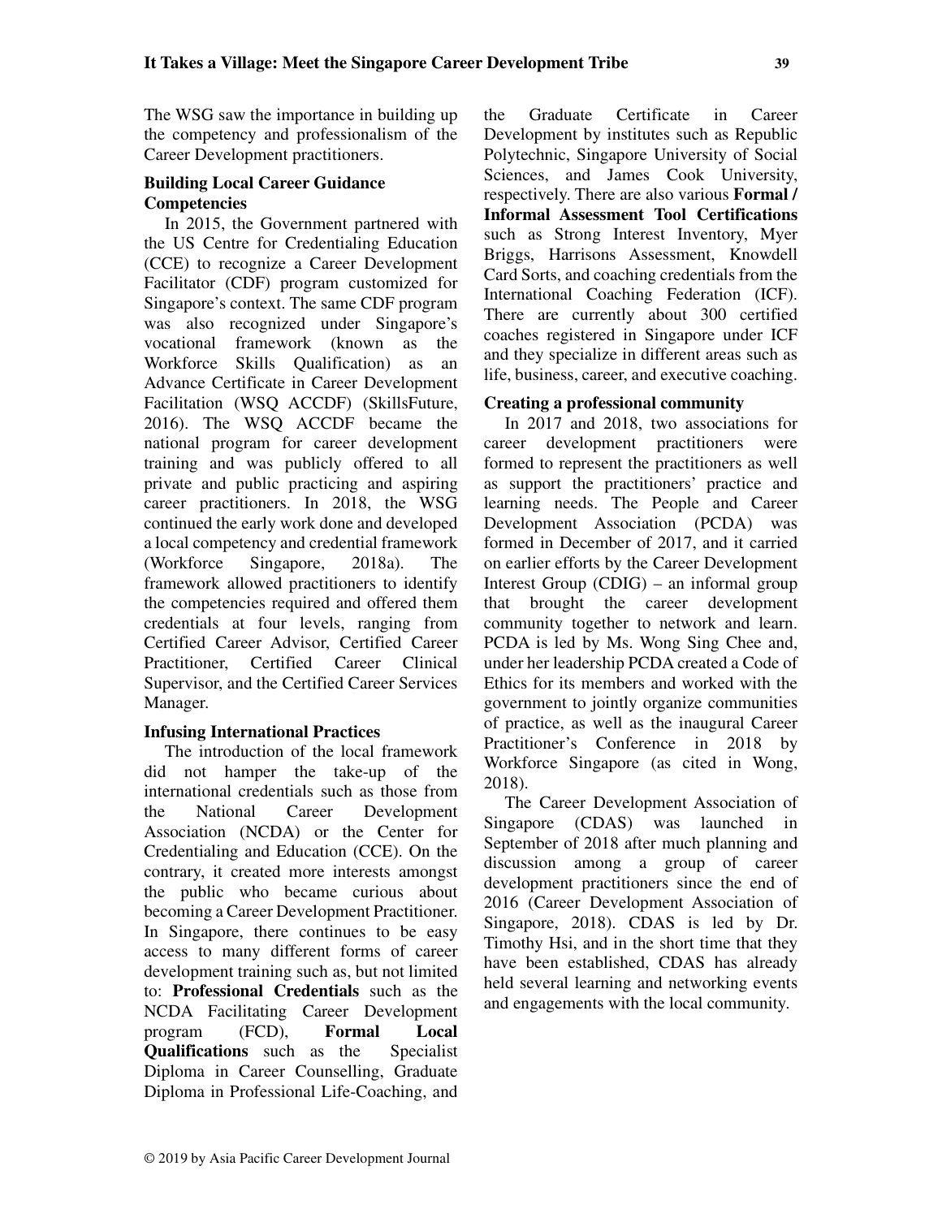The WSG saw the importance in building up the competency and professionalism of the Career Development practitioners.

### Building Local Career Guidance Competencies

In 2015, the Government partnered with the US Centre for Credentialing Education (CCE) to recognize a Career Development Facilitator (CDF) program customized for Singapore's context. The same CDF program was also recognized under Singapore's vocational framework (known as the Workforce Skills Qualification) as an Advance Certificate in Career Development Facilitation (WSQ ACCDF) (SkillsFuture, 2016). The WSQ ACCDF became the national program for career development training and was publicly offered to all private and public practicing and aspiring career practitioners. In 2018, the WSG continued the early work done and developed a local competency and credential framework (Workforce Singapore, 2018a). The framework allowed practitioners to identify the competencies required and offered them credentials at four levels, ranging from Certified Career Advisor, Certified Career Practitioner, Certified Career Clinical Supervisor, and the Certified Career Services Manager.

### Infusing International Practices

The introduction of the local framework did not hamper the take-up of the international credentials such as those from the National Career Development Association (NCDA) or the Center for Credentialing and Education (CCE). On the contrary, it created more interests amongst the public who became curious about becoming a Career Development Practitioner. In Singapore, there continues to be easy access to many different forms of career development training such as, but not limited to: **Professional Credentials** such as the NCDA Facilitating Career Development program (FCD), **Formal Local Qualifications** such as the Specialist Diploma in Career Counselling, Graduate Diploma in Professional Life-Coaching, and the Graduate Certificate in Career Development by institutes such as Republic Polytechnic, Singapore University of Social Sciences, and James Cook University, respectively. There are also various **Formal / Informal Assessment Tool Certifications** such as Strong Interest Inventory, Myer Briggs, Harrisons Assessment, Knowdell Card Sorts, and coaching credentials from the International Coaching Federation (ICF). There are currently about 300 certified coaches registered in Singapore under ICF and they specialize in different areas such as life, business, career, and executive coaching.

### Creating a professional community

In 2017 and 2018, two associations for career development practitioners were formed to represent the practitioners as well as support the practitioners' practice and learning needs. The People and Career Development Association (PCDA) was formed in December of 2017, and it carried on earlier efforts by the Career Development Interest Group (CDIG) – an informal group that brought the career development community together to network and learn. PCDA is led by Ms. Wong Sing Chee and, under her leadership PCDA created a Code of Ethics for its members and worked with the government to jointly organize communities of practice, as well as the inaugural Career Practitioner's Conference in 2018 by Workforce Singapore (as cited in Wong, 2018).

The Career Development Association of Singapore (CDAS) was launched in September of 2018 after much planning and discussion among a group of career development practitioners since the end of 2016 (Career Development Association of Singapore, 2018). CDAS is led by Dr. Timothy Hsi, and in the short time that they have been established, CDAS has already held several learning and networking events and engagements with the local community.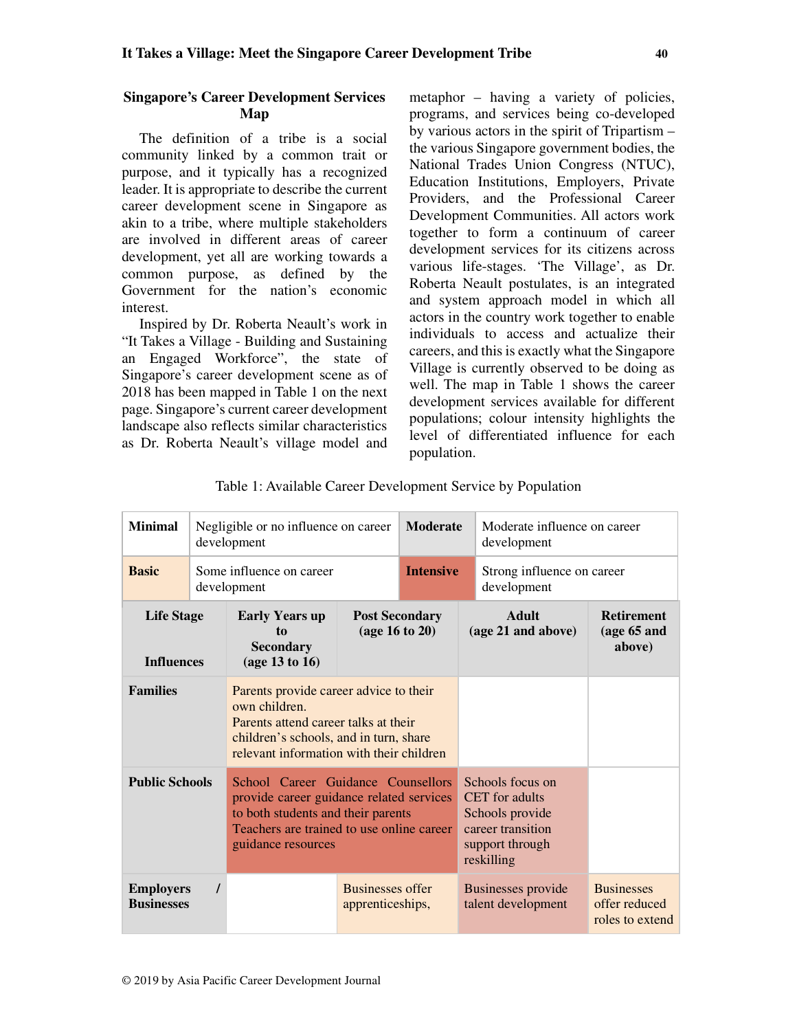## Singapore's Career Development Services Map

The definition of a tribe is a social community linked by a common trait or purpose, and it typically has a recognized leader. It is appropriate to describe the current career development scene in Singapore as akin to a tribe, where multiple stakeholders are involved in different areas of career development, yet all are working towards a common purpose, as defined by the Government for the nation's economic interest.

Inspired by Dr. Roberta Neault's work in "It Takes a Village - Building and Sustaining an Engaged Workforce", the state of Singapore's career development scene as of 2018 has been mapped in Table 1 on the next page. Singapore's current career development landscape also reflects similar characteristics as Dr. Roberta Neault's village model and metaphor – having a variety of policies, programs, and services being co-developed by various actors in the spirit of Tripartism – the various Singapore government bodies, the National Trades Union Congress (NTUC), Education Institutions, Employers, Private Providers, and the Professional Career Development Communities. All actors work together to form a continuum of career development services for its citizens across various life-stages. 'The Village', as Dr. Roberta Neault postulates, is an integrated and system approach model in which all actors in the country work together to enable individuals to access and actualize their careers, and this is exactly what the Singapore Village is currently observed to be doing as well. The map in Table 1 shows the career development services available for different populations; colour intensity highlights the level of differentiated influence for each population.

Table 1: Available Career Development Service by Population

| | | | |
|---|---|---|---|
| **Minimal** | Negligible or no influence on career development | **Moderate** | Moderate influence on career development |
| **Basic** | Some influence on career development | **Intensive** | Strong influence on career development |

| Life Stage / Influences | Early Years up to Secondary (age 13 to 16) | Post Secondary (age 16 to 20) | Adult (age 21 and above) | Retirement (age 65 and above) |
|---|---|---|---|---|
| **Families** | Parents provide career advice to their own children. Parents attend career talks at their children's schools, and in turn, share relevant information with their children | | | |
| **Public Schools** | School Career Guidance Counsellors provide career guidance related services to both students and their parents. Teachers are trained to use online career guidance resources | | Schools focus on CET for adults. Schools provide career transition support through reskilling | |
| **Employers / Businesses** | | Businesses offer apprenticeships, | Businesses provide talent development | Businesses offer reduced roles to extend |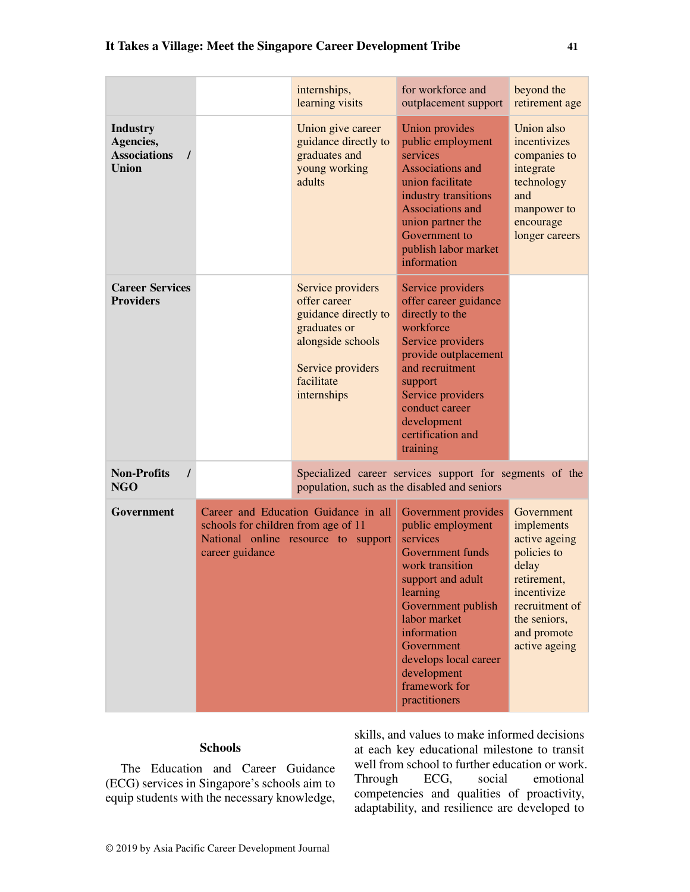| | | | | |
|---|---|---|---|---|
| | | internships, learning visits | for workforce and outplacement support | beyond the retirement age |
| **Industry Agencies, Associations / Union** | | Union give career guidance directly to graduates and young working adults | Union provides public employment services<br>Associations and union facilitate industry transitions<br>Associations and union partner the Government to publish labor market information | Union also incentivizes companies to integrate technology and manpower to encourage longer careers |
| **Career Services Providers** | | Service providers offer career guidance directly to graduates or alongside schools<br><br>Service providers facilitate internships | Service providers offer career guidance directly to the workforce<br>Service providers provide outplacement and recruitment support<br>Service providers conduct career development certification and training | |
| **Non-Profits / NGO** | | Specialized career services support for segments of the population, such as the disabled and seniors | | |
| **Government** | Career and Education Guidance in all schools for children from age of 11<br>National online resource to support career guidance | | Government provides public employment services<br>Government funds work transition support and adult learning<br>Government publish labor market information<br>Government develops local career development framework for practitioners | Government implements active ageing policies to delay retirement, incentivize recruitment of the seniors, and promote active ageing |

### Schools

The Education and Career Guidance (ECG) services in Singapore's schools aim to equip students with the necessary knowledge, skills, and values to make informed decisions at each key educational milestone to transit well from school to further education or work. Through ECG, social emotional competencies and qualities of proactivity, adaptability, and resilience are developed to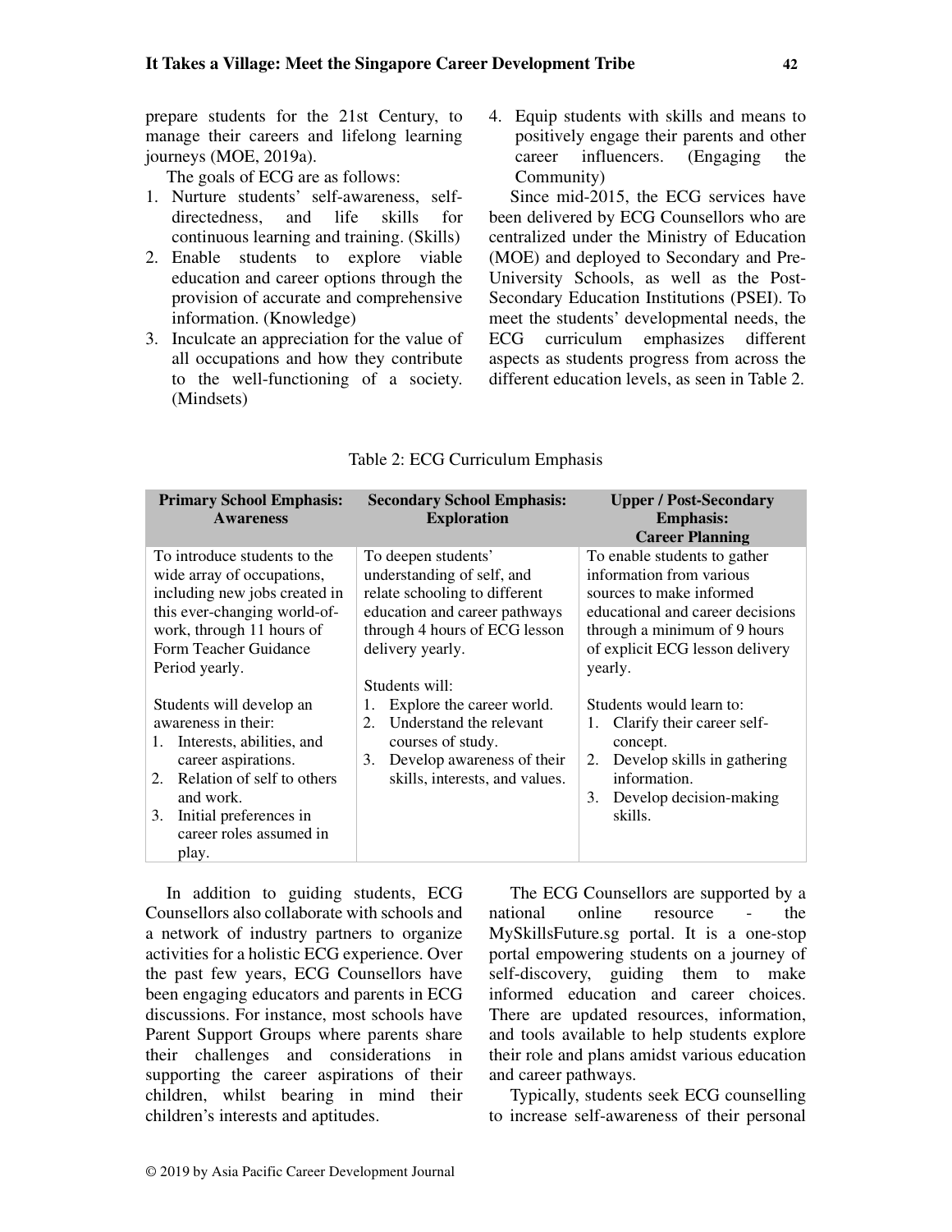prepare students for the 21st Century, to manage their careers and lifelong learning journeys (MOE, 2019a).

The goals of ECG are as follows:

1. Nurture students' self-awareness, self-directedness, and life skills for continuous learning and training. (Skills)
2. Enable students to explore viable education and career options through the provision of accurate and comprehensive information. (Knowledge)
3. Inculcate an appreciation for the value of all occupations and how they contribute to the well-functioning of a society. (Mindsets)
4. Equip students with skills and means to positively engage their parents and other career influencers. (Engaging the Community)

Since mid-2015, the ECG services have been delivered by ECG Counsellors who are centralized under the Ministry of Education (MOE) and deployed to Secondary and Pre-University Schools, as well as the Post-Secondary Education Institutions (PSEI). To meet the students' developmental needs, the ECG curriculum emphasizes different aspects as students progress from across the different education levels, as seen in Table 2.

Table 2: ECG Curriculum Emphasis

| Primary School Emphasis: Awareness | Secondary School Emphasis: Exploration | Upper / Post-Secondary Emphasis: Career Planning |
|---|---|---|
| To introduce students to the wide array of occupations, including new jobs created in this ever-changing world-of-work, through 11 hours of Form Teacher Guidance Period yearly.<br><br>Students will develop an awareness in their:<br>1. Interests, abilities, and career aspirations.<br>2. Relation of self to others and work.<br>3. Initial preferences in career roles assumed in play. | To deepen students' understanding of self, and relate schooling to different education and career pathways through 4 hours of ECG lesson delivery yearly.<br><br>Students will:<br>1. Explore the career world.<br>2. Understand the relevant courses of study.<br>3. Develop awareness of their skills, interests, and values. | To enable students to gather information from various sources to make informed educational and career decisions through a minimum of 9 hours of explicit ECG lesson delivery yearly.<br><br>Students would learn to:<br>1. Clarify their career self-concept.<br>2. Develop skills in gathering information.<br>3. Develop decision-making skills. |

In addition to guiding students, ECG Counsellors also collaborate with schools and a network of industry partners to organize activities for a holistic ECG experience. Over the past few years, ECG Counsellors have been engaging educators and parents in ECG discussions. For instance, most schools have Parent Support Groups where parents share their challenges and considerations in supporting the career aspirations of their children, whilst bearing in mind their children's interests and aptitudes.

The ECG Counsellors are supported by a national online resource - the MySkillsFuture.sg portal. It is a one-stop portal empowering students on a journey of self-discovery, guiding them to make informed education and career choices. There are updated resources, information, and tools available to help students explore their role and plans amidst various education and career pathways.

Typically, students seek ECG counselling to increase self-awareness of their personal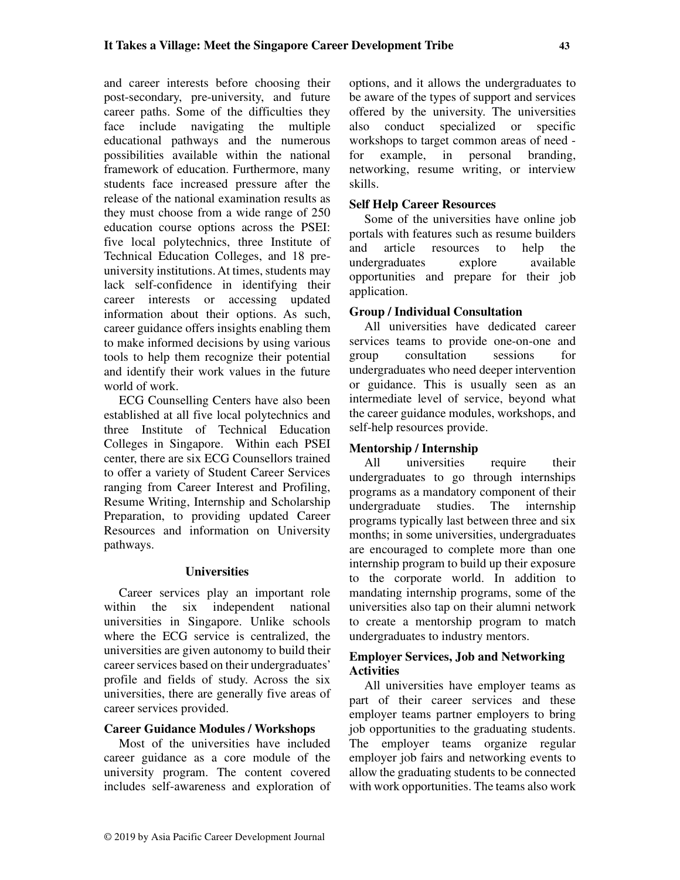and career interests before choosing their post-secondary, pre-university, and future career paths. Some of the difficulties they face include navigating the multiple educational pathways and the numerous possibilities available within the national framework of education. Furthermore, many students face increased pressure after the release of the national examination results as they must choose from a wide range of 250 education course options across the PSEI: five local polytechnics, three Institute of Technical Education Colleges, and 18 pre-university institutions. At times, students may lack self-confidence in identifying their career interests or accessing updated information about their options. As such, career guidance offers insights enabling them to make informed decisions by using various tools to help them recognize their potential and identify their work values in the future world of work.

ECG Counselling Centers have also been established at all five local polytechnics and three Institute of Technical Education Colleges in Singapore. Within each PSEI center, there are six ECG Counsellors trained to offer a variety of Student Career Services ranging from Career Interest and Profiling, Resume Writing, Internship and Scholarship Preparation, to providing updated Career Resources and information on University pathways.

### Universities

Career services play an important role within the six independent national universities in Singapore. Unlike schools where the ECG service is centralized, the universities are given autonomy to build their career services based on their undergraduates' profile and fields of study. Across the six universities, there are generally five areas of career services provided.

#### Career Guidance Modules / Workshops

Most of the universities have included career guidance as a core module of the university program. The content covered includes self-awareness and exploration of options, and it allows the undergraduates to be aware of the types of support and services offered by the university. The universities also conduct specialized or specific workshops to target common areas of need - for example, in personal branding, networking, resume writing, or interview skills.

#### Self Help Career Resources

Some of the universities have online job portals with features such as resume builders and article resources to help the undergraduates explore available opportunities and prepare for their job application.

#### Group / Individual Consultation

All universities have dedicated career services teams to provide one-on-one and group consultation sessions for undergraduates who need deeper intervention or guidance. This is usually seen as an intermediate level of service, beyond what the career guidance modules, workshops, and self-help resources provide.

#### Mentorship / Internship

All universities require their undergraduates to go through internships programs as a mandatory component of their undergraduate studies. The internship programs typically last between three and six months; in some universities, undergraduates are encouraged to complete more than one internship program to build up their exposure to the corporate world. In addition to mandating internship programs, some of the universities also tap on their alumni network to create a mentorship program to match undergraduates to industry mentors.

#### Employer Services, Job and Networking Activities

All universities have employer teams as part of their career services and these employer teams partner employers to bring job opportunities to the graduating students. The employer teams organize regular employer job fairs and networking events to allow the graduating students to be connected with work opportunities. The teams also work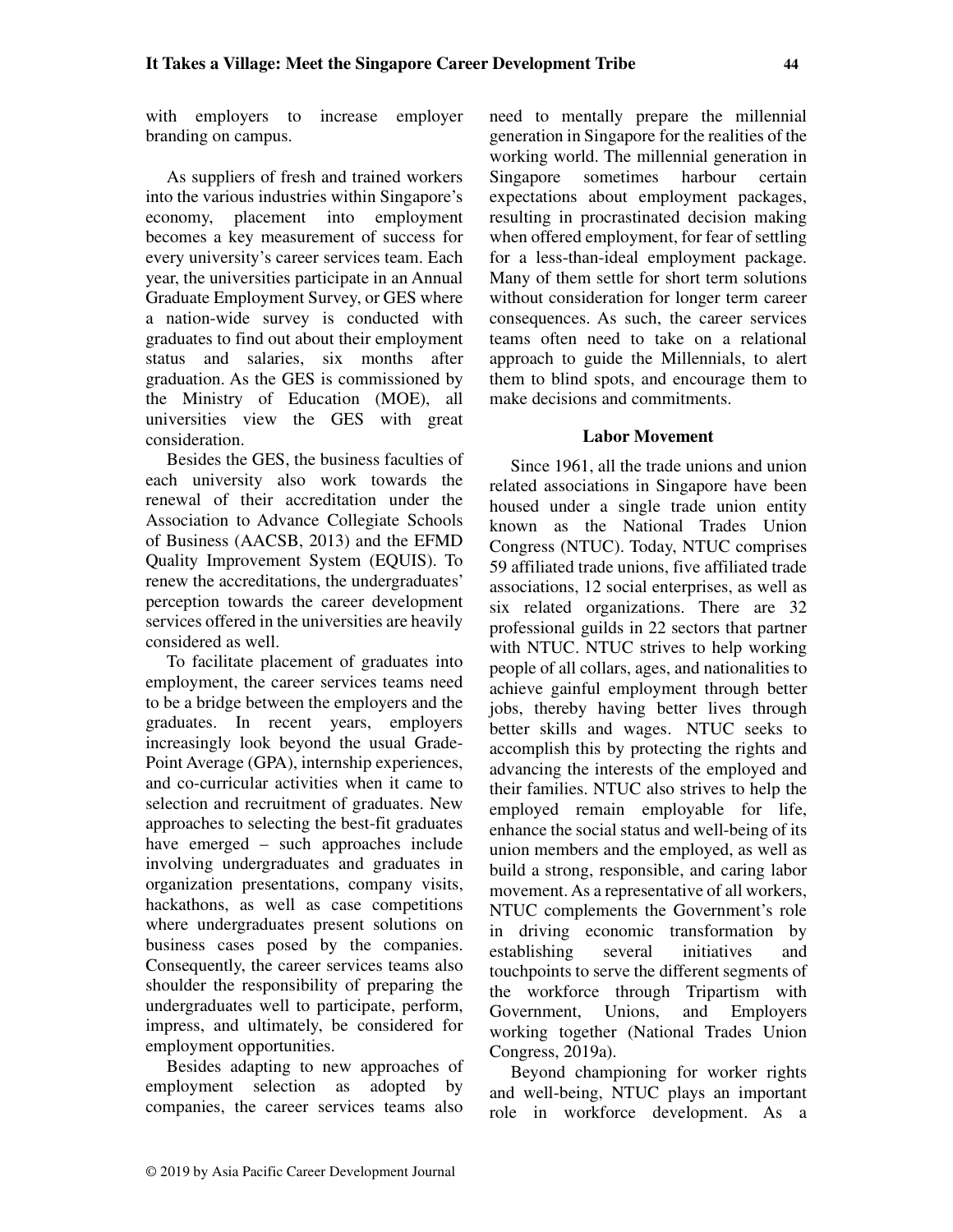with employers to increase employer branding on campus.

As suppliers of fresh and trained workers into the various industries within Singapore's economy, placement into employment becomes a key measurement of success for every university's career services team. Each year, the universities participate in an Annual Graduate Employment Survey, or GES where a nation-wide survey is conducted with graduates to find out about their employment status and salaries, six months after graduation. As the GES is commissioned by the Ministry of Education (MOE), all universities view the GES with great consideration.

Besides the GES, the business faculties of each university also work towards the renewal of their accreditation under the Association to Advance Collegiate Schools of Business (AACSB, 2013) and the EFMD Quality Improvement System (EQUIS). To renew the accreditations, the undergraduates' perception towards the career development services offered in the universities are heavily considered as well.

To facilitate placement of graduates into employment, the career services teams need to be a bridge between the employers and the graduates. In recent years, employers increasingly look beyond the usual Grade-Point Average (GPA), internship experiences, and co-curricular activities when it came to selection and recruitment of graduates. New approaches to selecting the best-fit graduates have emerged – such approaches include involving undergraduates and graduates in organization presentations, company visits, hackathons, as well as case competitions where undergraduates present solutions on business cases posed by the companies. Consequently, the career services teams also shoulder the responsibility of preparing the undergraduates well to participate, perform, impress, and ultimately, be considered for employment opportunities.

Besides adapting to new approaches of employment selection as adopted by companies, the career services teams also need to mentally prepare the millennial generation in Singapore for the realities of the working world. The millennial generation in Singapore sometimes harbour certain expectations about employment packages, resulting in procrastinated decision making when offered employment, for fear of settling for a less-than-ideal employment package. Many of them settle for short term solutions without consideration for longer term career consequences. As such, the career services teams often need to take on a relational approach to guide the Millennials, to alert them to blind spots, and encourage them to make decisions and commitments.

### Labor Movement

Since 1961, all the trade unions and union related associations in Singapore have been housed under a single trade union entity known as the National Trades Union Congress (NTUC). Today, NTUC comprises 59 affiliated trade unions, five affiliated trade associations, 12 social enterprises, as well as six related organizations. There are 32 professional guilds in 22 sectors that partner with NTUC. NTUC strives to help working people of all collars, ages, and nationalities to achieve gainful employment through better jobs, thereby having better lives through better skills and wages. NTUC seeks to accomplish this by protecting the rights and advancing the interests of the employed and their families. NTUC also strives to help the employed remain employable for life, enhance the social status and well-being of its union members and the employed, as well as build a strong, responsible, and caring labor movement. As a representative of all workers, NTUC complements the Government's role in driving economic transformation by establishing several initiatives and touchpoints to serve the different segments of the workforce through Tripartism with Government, Unions, and Employers working together (National Trades Union Congress, 2019a).

Beyond championing for worker rights and well-being, NTUC plays an important role in workforce development. As a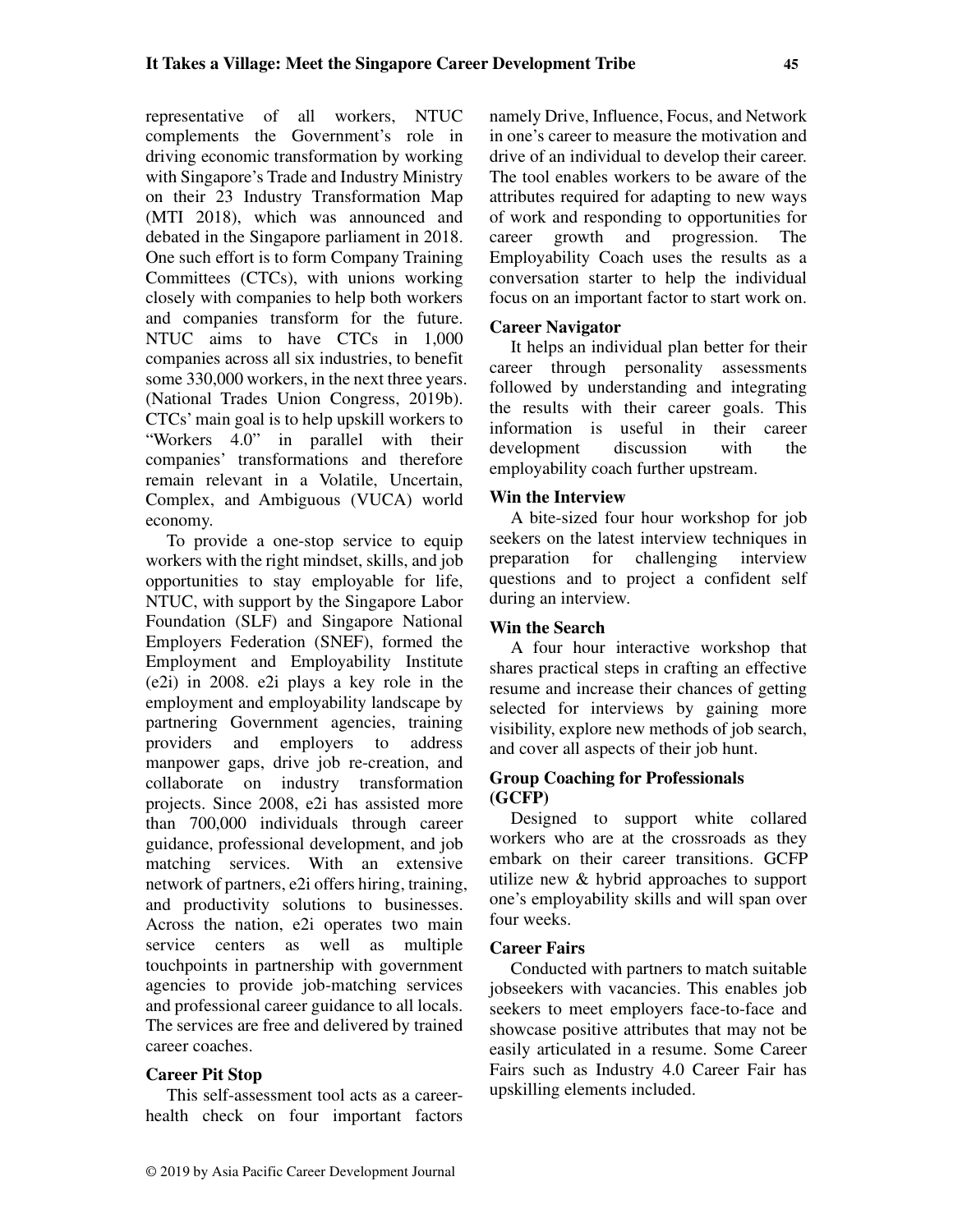representative of all workers, NTUC complements the Government's role in driving economic transformation by working with Singapore's Trade and Industry Ministry on their 23 Industry Transformation Map (MTI 2018), which was announced and debated in the Singapore parliament in 2018. One such effort is to form Company Training Committees (CTCs), with unions working closely with companies to help both workers and companies transform for the future. NTUC aims to have CTCs in 1,000 companies across all six industries, to benefit some 330,000 workers, in the next three years. (National Trades Union Congress, 2019b). CTCs' main goal is to help upskill workers to "Workers 4.0" in parallel with their companies' transformations and therefore remain relevant in a Volatile, Uncertain, Complex, and Ambiguous (VUCA) world economy.

To provide a one-stop service to equip workers with the right mindset, skills, and job opportunities to stay employable for life, NTUC, with support by the Singapore Labor Foundation (SLF) and Singapore National Employers Federation (SNEF), formed the Employment and Employability Institute (e2i) in 2008. e2i plays a key role in the employment and employability landscape by partnering Government agencies, training providers and employers to address manpower gaps, drive job re-creation, and collaborate on industry transformation projects. Since 2008, e2i has assisted more than 700,000 individuals through career guidance, professional development, and job matching services. With an extensive network of partners, e2i offers hiring, training, and productivity solutions to businesses. Across the nation, e2i operates two main service centers as well as multiple touchpoints in partnership with government agencies to provide job-matching services and professional career guidance to all locals. The services are free and delivered by trained career coaches.

**Career Pit Stop**

This self-assessment tool acts as a career-health check on four important factors namely Drive, Influence, Focus, and Network in one's career to measure the motivation and drive of an individual to develop their career. The tool enables workers to be aware of the attributes required for adapting to new ways of work and responding to opportunities for career growth and progression. The Employability Coach uses the results as a conversation starter to help the individual focus on an important factor to start work on.

**Career Navigator**

It helps an individual plan better for their career through personality assessments followed by understanding and integrating the results with their career goals. This information is useful in their career development discussion with the employability coach further upstream.

**Win the Interview**

A bite-sized four hour workshop for job seekers on the latest interview techniques in preparation for challenging interview questions and to project a confident self during an interview.

**Win the Search**

A four hour interactive workshop that shares practical steps in crafting an effective resume and increase their chances of getting selected for interviews by gaining more visibility, explore new methods of job search, and cover all aspects of their job hunt.

**Group Coaching for Professionals (GCFP)**

Designed to support white collared workers who are at the crossroads as they embark on their career transitions. GCFP utilize new & hybrid approaches to support one's employability skills and will span over four weeks.

**Career Fairs**

Conducted with partners to match suitable jobseekers with vacancies. This enables job seekers to meet employers face-to-face and showcase positive attributes that may not be easily articulated in a resume. Some Career Fairs such as Industry 4.0 Career Fair has upskilling elements included.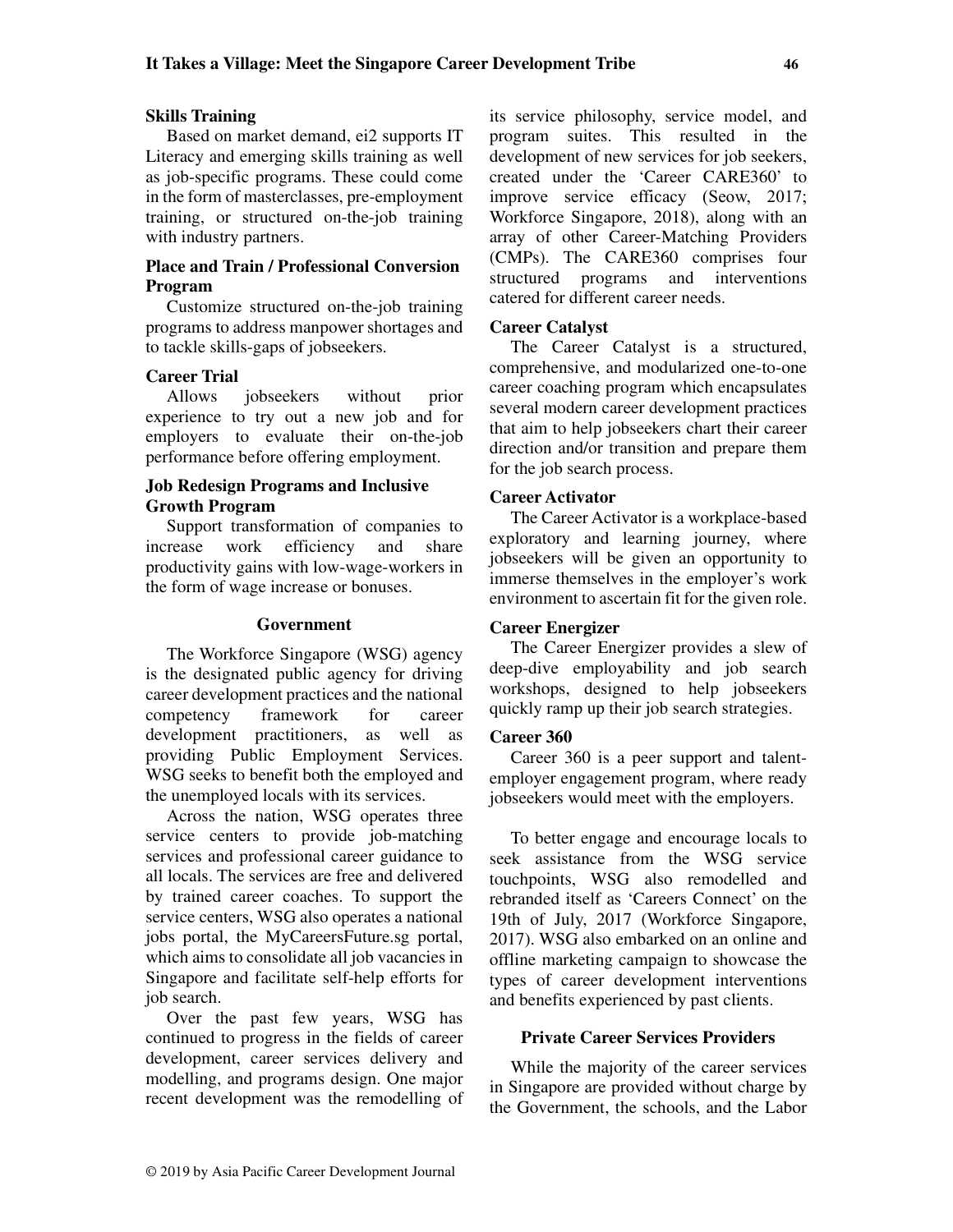### Skills Training

Based on market demand, ei2 supports IT Literacy and emerging skills training as well as job-specific programs. These could come in the form of masterclasses, pre-employment training, or structured on-the-job training with industry partners.

### Place and Train / Professional Conversion Program

Customize structured on-the-job training programs to address manpower shortages and to tackle skills-gaps of jobseekers.

### Career Trial

Allows jobseekers without prior experience to try out a new job and for employers to evaluate their on-the-job performance before offering employment.

### Job Redesign Programs and Inclusive Growth Program

Support transformation of companies to increase work efficiency and share productivity gains with low-wage-workers in the form of wage increase or bonuses.

## Government

The Workforce Singapore (WSG) agency is the designated public agency for driving career development practices and the national competency framework for career development practitioners, as well as providing Public Employment Services. WSG seeks to benefit both the employed and the unemployed locals with its services.

Across the nation, WSG operates three service centers to provide job-matching services and professional career guidance to all locals. The services are free and delivered by trained career coaches. To support the service centers, WSG also operates a national jobs portal, the MyCareersFuture.sg portal, which aims to consolidate all job vacancies in Singapore and facilitate self-help efforts for job search.

Over the past few years, WSG has continued to progress in the fields of career development, career services delivery and modelling, and programs design. One major recent development was the remodelling of its service philosophy, service model, and program suites. This resulted in the development of new services for job seekers, created under the 'Career CARE360' to improve service efficacy (Seow, 2017; Workforce Singapore, 2018), along with an array of other Career-Matching Providers (CMPs). The CARE360 comprises four structured programs and interventions catered for different career needs.

### Career Catalyst

The Career Catalyst is a structured, comprehensive, and modularized one-to-one career coaching program which encapsulates several modern career development practices that aim to help jobseekers chart their career direction and/or transition and prepare them for the job search process.

### Career Activator

The Career Activator is a workplace-based exploratory and learning journey, where jobseekers will be given an opportunity to immerse themselves in the employer's work environment to ascertain fit for the given role.

### Career Energizer

The Career Energizer provides a slew of deep-dive employability and job search workshops, designed to help jobseekers quickly ramp up their job search strategies.

### Career 360

Career 360 is a peer support and talent-employer engagement program, where ready jobseekers would meet with the employers.

To better engage and encourage locals to seek assistance from the WSG service touchpoints, WSG also remodelled and rebranded itself as 'Careers Connect' on the 19th of July, 2017 (Workforce Singapore, 2017). WSG also embarked on an online and offline marketing campaign to showcase the types of career development interventions and benefits experienced by past clients.

## Private Career Services Providers

While the majority of the career services in Singapore are provided without charge by the Government, the schools, and the Labor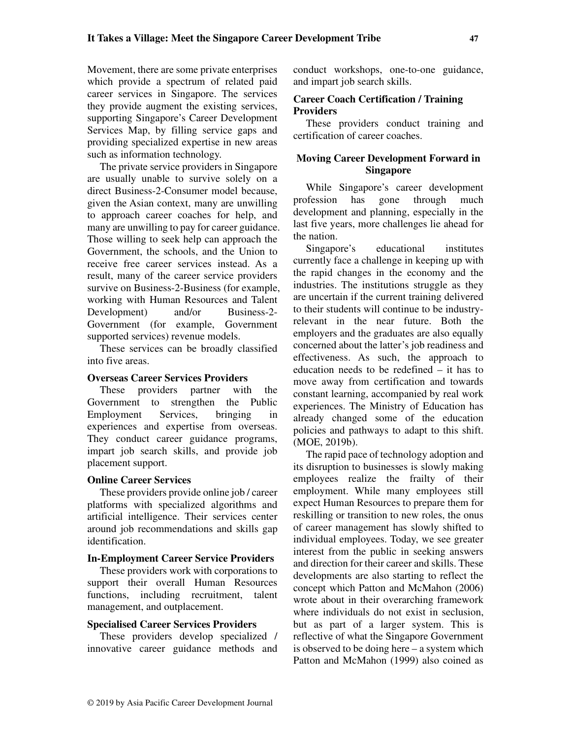Movement, there are some private enterprises which provide a spectrum of related paid career services in Singapore. The services they provide augment the existing services, supporting Singapore's Career Development Services Map, by filling service gaps and providing specialized expertise in new areas such as information technology.

The private service providers in Singapore are usually unable to survive solely on a direct Business-2-Consumer model because, given the Asian context, many are unwilling to approach career coaches for help, and many are unwilling to pay for career guidance. Those willing to seek help can approach the Government, the schools, and the Union to receive free career services instead. As a result, many of the career service providers survive on Business-2-Business (for example, working with Human Resources and Talent Development) and/or Business-2-Government (for example, Government supported services) revenue models.

These services can be broadly classified into five areas.

### Overseas Career Services Providers

These providers partner with the Government to strengthen the Public Employment Services, bringing in experiences and expertise from overseas. They conduct career guidance programs, impart job search skills, and provide job placement support.

### Online Career Services

These providers provide online job / career platforms with specialized algorithms and artificial intelligence. Their services center around job recommendations and skills gap identification.

### In-Employment Career Service Providers

These providers work with corporations to support their overall Human Resources functions, including recruitment, talent management, and outplacement.

### Specialised Career Services Providers

These providers develop specialized / innovative career guidance methods and conduct workshops, one-to-one guidance, and impart job search skills.

### Career Coach Certification / Training Providers

These providers conduct training and certification of career coaches.

## Moving Career Development Forward in Singapore

While Singapore's career development profession has gone through much development and planning, especially in the last five years, more challenges lie ahead for the nation.

Singapore's educational institutes currently face a challenge in keeping up with the rapid changes in the economy and the industries. The institutions struggle as they are uncertain if the current training delivered to their students will continue to be industry-relevant in the near future. Both the employers and the graduates are also equally concerned about the latter's job readiness and effectiveness. As such, the approach to education needs to be redefined – it has to move away from certification and towards constant learning, accompanied by real work experiences. The Ministry of Education has already changed some of the education policies and pathways to adapt to this shift. (MOE, 2019b).

The rapid pace of technology adoption and its disruption to businesses is slowly making employees realize the frailty of their employment. While many employees still expect Human Resources to prepare them for reskilling or transition to new roles, the onus of career management has slowly shifted to individual employees. Today, we see greater interest from the public in seeking answers and direction for their career and skills. These developments are also starting to reflect the concept which Patton and McMahon (2006) wrote about in their overarching framework where individuals do not exist in seclusion, but as part of a larger system. This is reflective of what the Singapore Government is observed to be doing here – a system which Patton and McMahon (1999) also coined as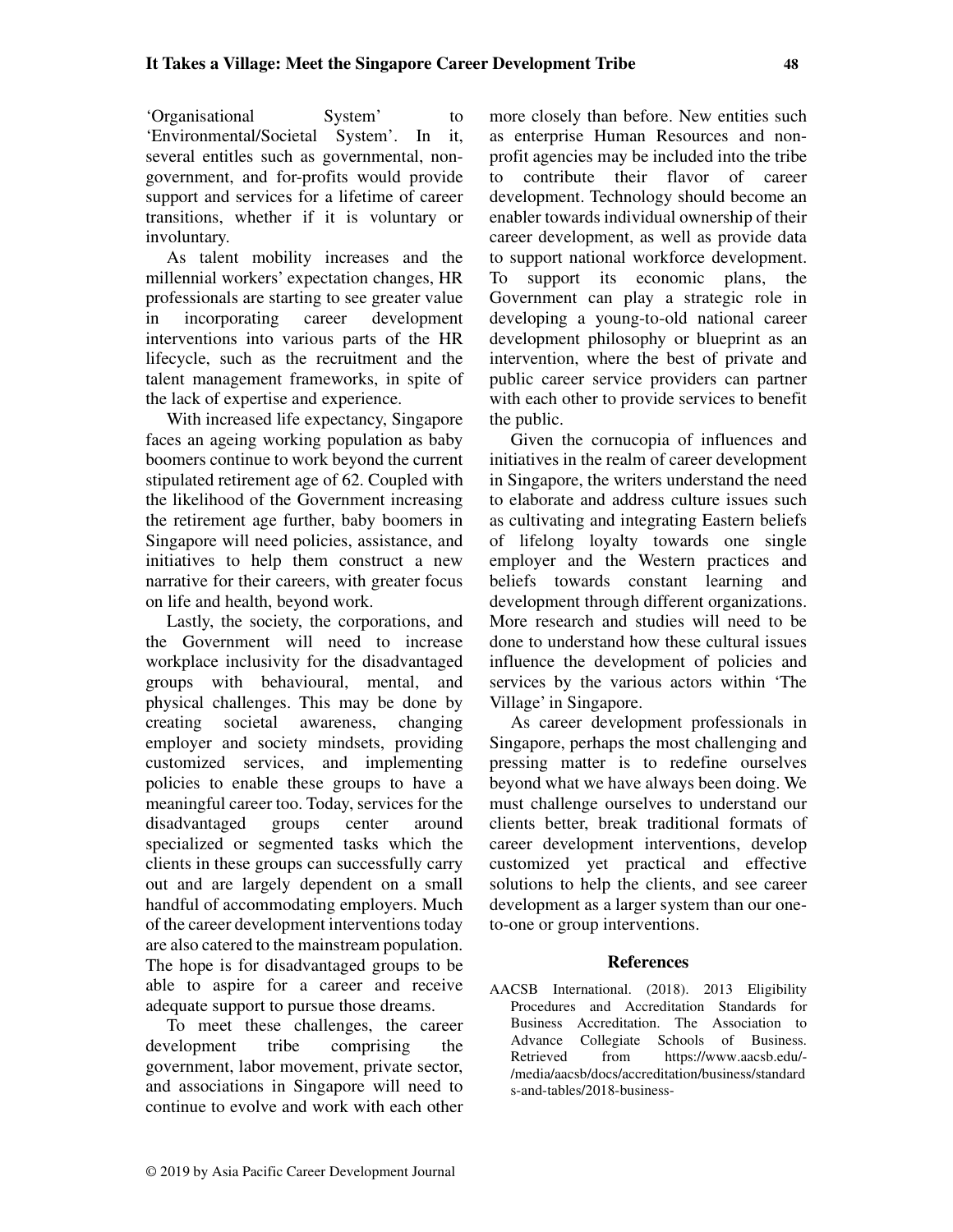'Organisational System' to 'Environmental/Societal System'. In it, several entitles such as governmental, non-government, and for-profits would provide support and services for a lifetime of career transitions, whether if it is voluntary or involuntary.

As talent mobility increases and the millennial workers' expectation changes, HR professionals are starting to see greater value in incorporating career development interventions into various parts of the HR lifecycle, such as the recruitment and the talent management frameworks, in spite of the lack of expertise and experience.

With increased life expectancy, Singapore faces an ageing working population as baby boomers continue to work beyond the current stipulated retirement age of 62. Coupled with the likelihood of the Government increasing the retirement age further, baby boomers in Singapore will need policies, assistance, and initiatives to help them construct a new narrative for their careers, with greater focus on life and health, beyond work.

Lastly, the society, the corporations, and the Government will need to increase workplace inclusivity for the disadvantaged groups with behavioural, mental, and physical challenges. This may be done by creating societal awareness, changing employer and society mindsets, providing customized services, and implementing policies to enable these groups to have a meaningful career too. Today, services for the disadvantaged groups center around specialized or segmented tasks which the clients in these groups can successfully carry out and are largely dependent on a small handful of accommodating employers. Much of the career development interventions today are also catered to the mainstream population. The hope is for disadvantaged groups to be able to aspire for a career and receive adequate support to pursue those dreams.

To meet these challenges, the career development tribe comprising the government, labor movement, private sector, and associations in Singapore will need to continue to evolve and work with each other more closely than before. New entities such as enterprise Human Resources and non-profit agencies may be included into the tribe to contribute their flavor of career development. Technology should become an enabler towards individual ownership of their career development, as well as provide data to support national workforce development. To support its economic plans, the Government can play a strategic role in developing a young-to-old national career development philosophy or blueprint as an intervention, where the best of private and public career service providers can partner with each other to provide services to benefit the public.

Given the cornucopia of influences and initiatives in the realm of career development in Singapore, the writers understand the need to elaborate and address culture issues such as cultivating and integrating Eastern beliefs of lifelong loyalty towards one single employer and the Western practices and beliefs towards constant learning and development through different organizations. More research and studies will need to be done to understand how these cultural issues influence the development of policies and services by the various actors within 'The Village' in Singapore.

As career development professionals in Singapore, perhaps the most challenging and pressing matter is to redefine ourselves beyond what we have always been doing. We must challenge ourselves to understand our clients better, break traditional formats of career development interventions, develop customized yet practical and effective solutions to help the clients, and see career development as a larger system than our one-to-one or group interventions.

## References

AACSB International. (2018). 2013 Eligibility Procedures and Accreditation Standards for Business Accreditation. The Association to Advance Collegiate Schools of Business. Retrieved from https://www.aacsb.edu/-/media/aacsb/docs/accreditation/business/standards-and-tables/2018-business-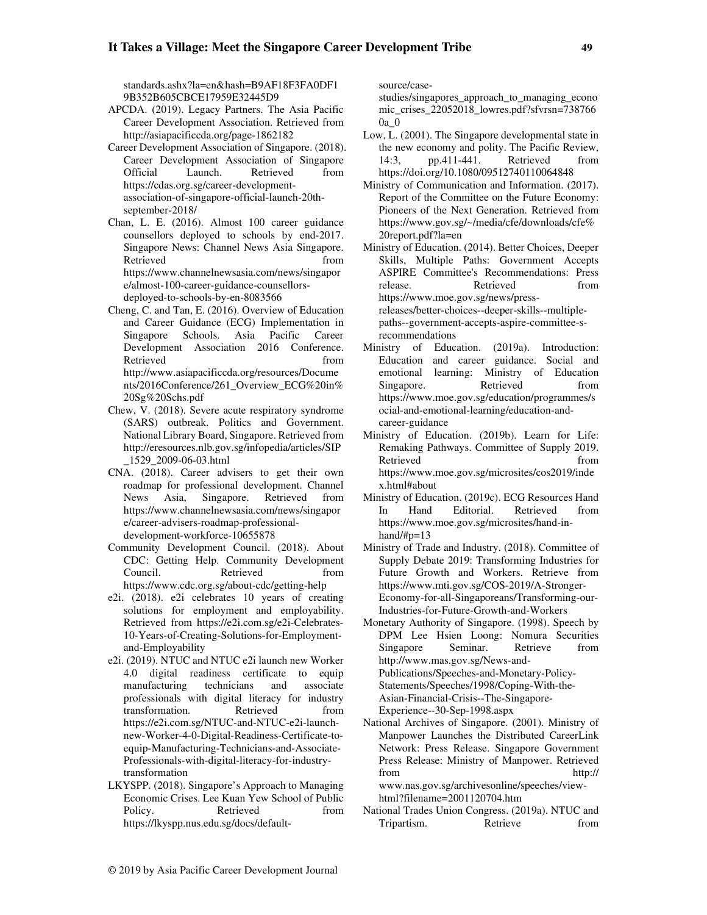standards.ashx?la=en&hash=B9AF18F3FA0DF19B352B605CBCE17959E32445D9

APCDA. (2019). Legacy Partners. The Asia Pacific Career Development Association. Retrieved from http://asiapacificcda.org/page-1862182

Career Development Association of Singapore. (2018). Career Development Association of Singapore Official Launch. Retrieved from https://cdas.org.sg/career-development-association-of-singapore-official-launch-20th-september-2018/

Chan, L. E. (2016). Almost 100 career guidance counsellors deployed to schools by end-2017. Singapore News: Channel News Asia Singapore. Retrieved from https://www.channelnewsasia.com/news/singapore/almost-100-career-guidance-counsellors-deployed-to-schools-by-en-8083566

Cheng, C. and Tan, E. (2016). Overview of Education and Career Guidance (ECG) Implementation in Singapore Schools. Asia Pacific Career Development Association 2016 Conference. Retrieved from http://www.asiapacificcda.org/resources/Documents/2016Conference/261_Overview_ECG%20in%20Sg%20Schs.pdf

Chew, V. (2018). Severe acute respiratory syndrome (SARS) outbreak. Politics and Government. National Library Board, Singapore. Retrieved from http://eresources.nlb.gov.sg/infopedia/articles/SIP_1529_2009-06-03.html

CNA. (2018). Career advisers to get their own roadmap for professional development. Channel News Asia, Singapore. Retrieved from https://www.channelnewsasia.com/news/singapore/career-advisers-roadmap-professional-development-workforce-10655878

Community Development Council. (2018). About CDC: Getting Help. Community Development Council. Retrieved from https://www.cdc.org.sg/about-cdc/getting-help

e2i. (2018). e2i celebrates 10 years of creating solutions for employment and employability. Retrieved from https://e2i.com.sg/e2i-Celebrates-10-Years-of-Creating-Solutions-for-Employment-and-Employability

e2i. (2019). NTUC and NTUC e2i launch new Worker 4.0 digital readiness certificate to equip manufacturing technicians and associate professionals with digital literacy for industry transformation. Retrieved from https://e2i.com.sg/NTUC-and-NTUC-e2i-launch-new-Worker-4-0-Digital-Readiness-Certificate-to-equip-Manufacturing-Technicians-and-Associate-Professionals-with-digital-literacy-for-industry-transformation

LKYSPP. (2018). Singapore's Approach to Managing Economic Crises. Lee Kuan Yew School of Public Policy. Retrieved from https://lkyspp.nus.edu.sg/docs/default-source/case-studies/singapores_approach_to_managing_economic_crises_22052018_lowres.pdf?sfvrsn=7387660a_0

Low, L. (2001). The Singapore developmental state in the new economy and polity. The Pacific Review, 14:3, pp.411-441. Retrieved from https://doi.org/10.1080/09512740110064848

Ministry of Communication and Information. (2017). Report of the Committee on the Future Economy: Pioneers of the Next Generation. Retrieved from https://www.gov.sg/~/media/cfe/downloads/cfe%20report.pdf?la=en

Ministry of Education. (2014). Better Choices, Deeper Skills, Multiple Paths: Government Accepts ASPIRE Committee's Recommendations: Press release. Retrieved from https://www.moe.gov.sg/news/press-releases/better-choices--deeper-skills--multiple-paths--government-accepts-aspire-committee-s-recommendations

Ministry of Education. (2019a). Introduction: Education and career guidance. Social and emotional learning: Ministry of Education Singapore. Retrieved from https://www.moe.gov.sg/education/programmes/social-and-emotional-learning/education-and-career-guidance

Ministry of Education. (2019b). Learn for Life: Remaking Pathways. Committee of Supply 2019. Retrieved from https://www.moe.gov.sg/microsites/cos2019/index.html#about

Ministry of Education. (2019c). ECG Resources Hand In Hand Editorial. Retrieved from https://www.moe.gov.sg/microsites/hand-in-hand/#p=13

Ministry of Trade and Industry. (2018). Committee of Supply Debate 2019: Transforming Industries for Future Growth and Workers. Retrieve from https://www.mti.gov.sg/COS-2019/A-Stronger-Economy-for-all-Singaporeans/Transforming-our-Industries-for-Future-Growth-and-Workers

Monetary Authority of Singapore. (1998). Speech by DPM Lee Hsien Loong: Nomura Securities Singapore Seminar. Retrieve from http://www.mas.gov.sg/News-and-Publications/Speeches-and-Monetary-Policy-Statements/Speeches/1998/Coping-With-the-Asian-Financial-Crisis--The-Singapore-Experience--30-Sep-1998.aspx

National Archives of Singapore. (2001). Ministry of Manpower Launches the Distributed CareerLink Network: Press Release. Singapore Government Press Release: Ministry of Manpower. Retrieved from http://www.nas.gov.sg/archivesonline/speeches/view-html?filename=2001120704.htm

National Trades Union Congress. (2019a). NTUC and Tripartism. Retrieve from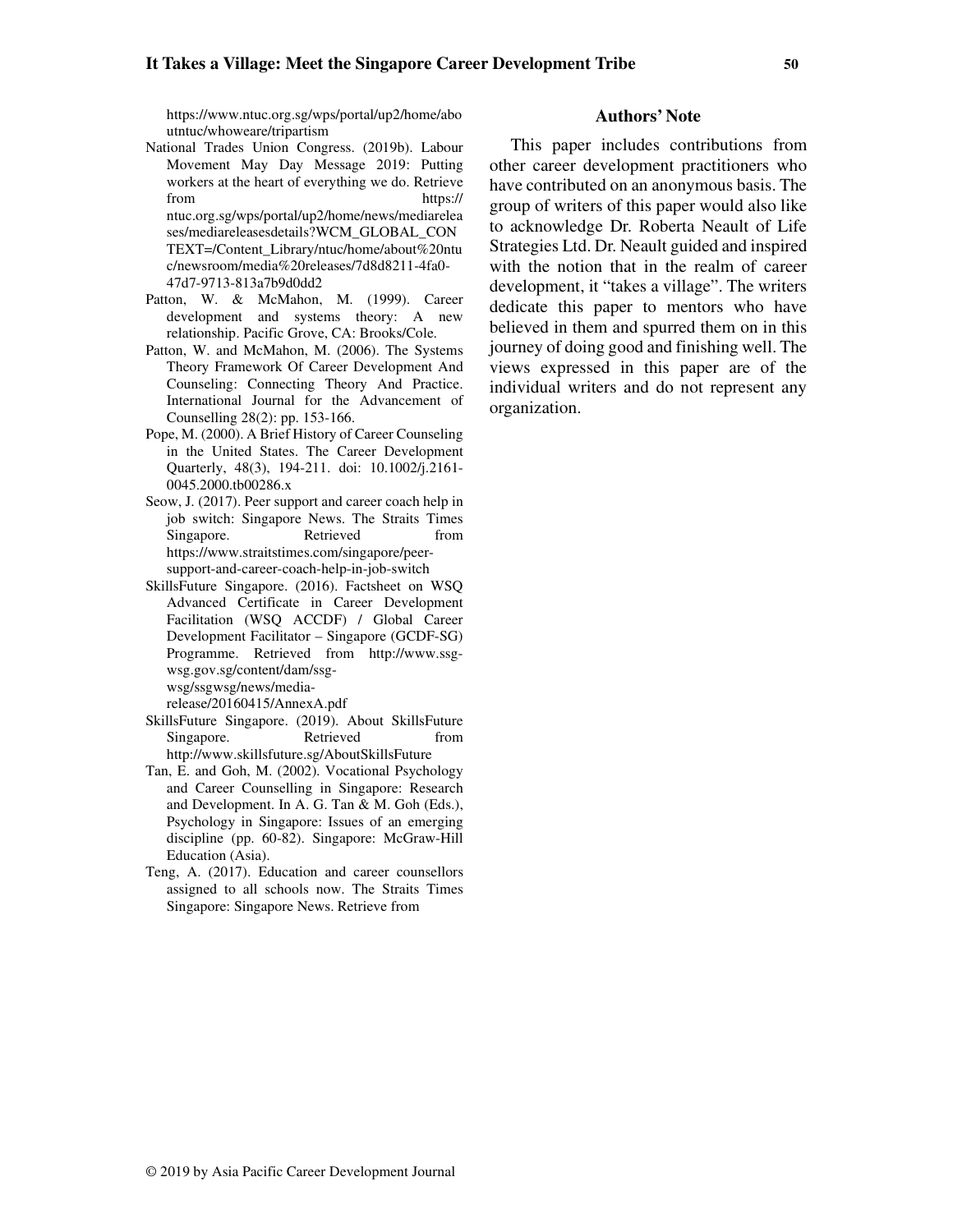https://www.ntuc.org.sg/wps/portal/up2/home/aboutntuc/whoweare/tripartism

National Trades Union Congress. (2019b). Labour Movement May Day Message 2019: Putting workers at the heart of everything we do. Retrieve from https://ntuc.org.sg/wps/portal/up2/home/news/mediareleases/mediareleasesdetails?WCM_GLOBAL_CONTEXT=/Content_Library/ntuc/home/about%20ntuc/newsroom/media%20releases/7d8d8211-4fa0-47d7-9713-813a7b9d0dd2

Patton, W. & McMahon, M. (1999). Career development and systems theory: A new relationship. Pacific Grove, CA: Brooks/Cole.

Patton, W. and McMahon, M. (2006). The Systems Theory Framework Of Career Development And Counseling: Connecting Theory And Practice. International Journal for the Advancement of Counselling 28(2): pp. 153-166.

Pope, M. (2000). A Brief History of Career Counseling in the United States. The Career Development Quarterly, 48(3), 194-211. doi: 10.1002/j.2161-0045.2000.tb00286.x

Seow, J. (2017). Peer support and career coach help in job switch: Singapore News. The Straits Times Singapore. Retrieved from https://www.straitstimes.com/singapore/peer-support-and-career-coach-help-in-job-switch

SkillsFuture Singapore. (2016). Factsheet on WSQ Advanced Certificate in Career Development Facilitation (WSQ ACCDF) / Global Career Development Facilitator – Singapore (GCDF-SG) Programme. Retrieved from http://www.ssg-wsg.gov.sg/content/dam/ssg-wsg/ssgwsg/news/media-release/20160415/AnnexA.pdf

SkillsFuture Singapore. (2019). About SkillsFuture Singapore. Retrieved from http://www.skillsfuture.sg/AboutSkillsFuture

Tan, E. and Goh, M. (2002). Vocational Psychology and Career Counselling in Singapore: Research and Development. In A. G. Tan & M. Goh (Eds.), Psychology in Singapore: Issues of an emerging discipline (pp. 60-82). Singapore: McGraw-Hill Education (Asia).

Teng, A. (2017). Education and career counsellors assigned to all schools now. The Straits Times Singapore: Singapore News. Retrieve from

## Authors' Note

This paper includes contributions from other career development practitioners who have contributed on an anonymous basis. The group of writers of this paper would also like to acknowledge Dr. Roberta Neault of Life Strategies Ltd. Dr. Neault guided and inspired with the notion that in the realm of career development, it "takes a village". The writers dedicate this paper to mentors who have believed in them and spurred them on in this journey of doing good and finishing well. The views expressed in this paper are of the individual writers and do not represent any organization.